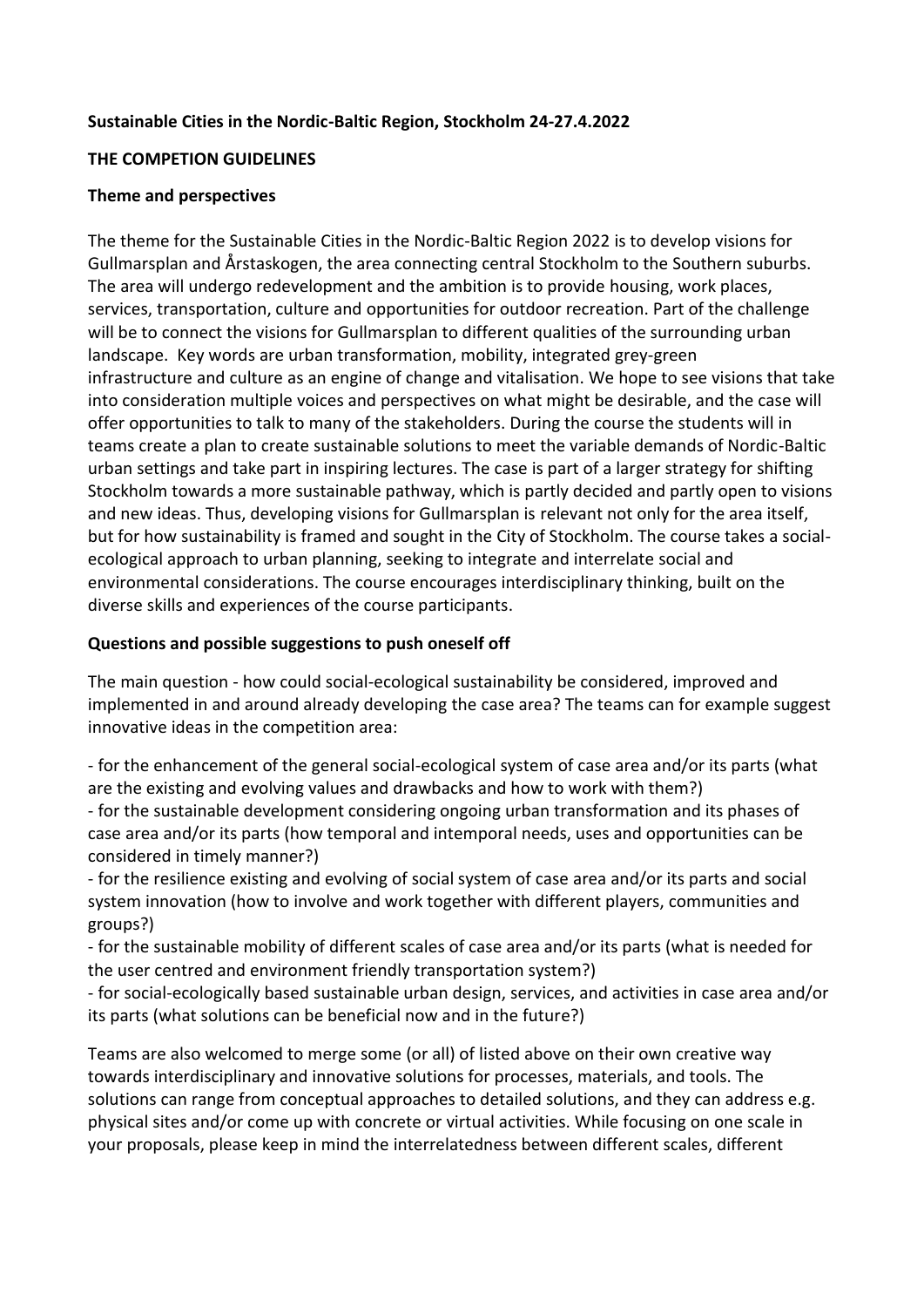**Sustainable Cities in the Nordic-Baltic Region, Stockholm 24-27.4.2022**

**THE COMPETION GUIDELINES**

**Theme and perspectives**

The theme for the Sustainable Cities in the Nordic-Baltic Region 2022 is to develop visions for Gullmarsplan and Årstaskogen, the area connecting central Stockholm to the Southern suburbs. The area will undergo redevelopment and the ambition is to provide housing, work places, services, transportation, culture and opportunities for outdoor recreation. Part of the challenge will be to connect the visions for Gullmarsplan to different qualities of the surrounding urban landscape. Key words are urban transformation, mobility, integrated grey-green infrastructure and culture as an engine of change and vitalisation. We hope to see visions that take into consideration multiple voices and perspectives on what might be desirable, and the case will offer opportunities to talk to many of the stakeholders. During the course the students will in teams create a plan to create sustainable solutions to meet the variable demands of Nordic-Baltic urban settings and take part in inspiring lectures. The case is part of a larger strategy for shifting Stockholm towards a more sustainable pathway, which is partly decided and partly open to visions and new ideas. Thus, developing visions for Gullmarsplan is relevant not only for the area itself, but for how sustainability is framed and sought in the City of Stockholm. The course takes a social-ecological approach to urban planning, seeking to integrate and interrelate social and environmental considerations. The course encourages interdisciplinary thinking, built on the diverse skills and experiences of the course participants.

**Questions and possible suggestions to push oneself off**

The main question - how could social-ecological sustainability be considered, improved and implemented in and around already developing the case area? The teams can for example suggest innovative ideas in the competition area:

- for the enhancement of the general social-ecological system of case area and/or its parts (what are the existing and evolving values and drawbacks and how to work with them?)
- for the sustainable development considering ongoing urban transformation and its phases of case area and/or its parts (how temporal and intemporal needs, uses and opportunities can be considered in timely manner?)
- for the resilience existing and evolving of social system of case area and/or its parts and social system innovation (how to involve and work together with different players, communities and groups?)
- for the sustainable mobility of different scales of case area and/or its parts (what is needed for the user centred and environment friendly transportation system?)
- for social-ecologically based sustainable urban design, services, and activities in case area and/or its parts (what solutions can be beneficial now and in the future?)

Teams are also welcomed to merge some (or all) of listed above on their own creative way towards interdisciplinary and innovative solutions for processes, materials, and tools. The solutions can range from conceptual approaches to detailed solutions, and they can address e.g. physical sites and/or come up with concrete or virtual activities. While focusing on one scale in your proposals, please keep in mind the interrelatedness between different scales, different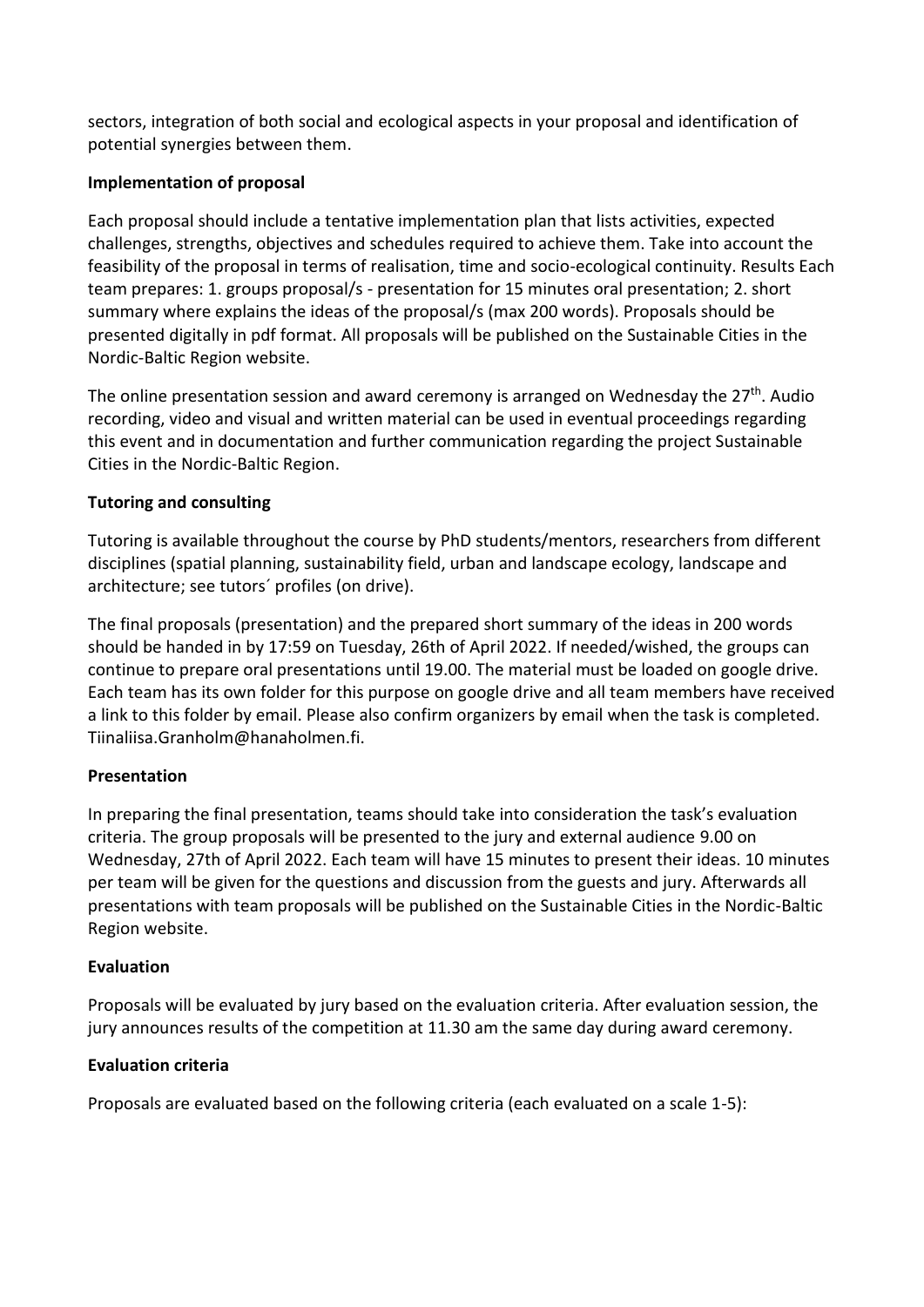sectors, integration of both social and ecological aspects in your proposal and identification of potential synergies between them.

**Implementation of proposal**

Each proposal should include a tentative implementation plan that lists activities, expected challenges, strengths, objectives and schedules required to achieve them. Take into account the feasibility of the proposal in terms of realisation, time and socio-ecological continuity. Results Each team prepares: 1. groups proposal/s - presentation for 15 minutes oral presentation; 2. short summary where explains the ideas of the proposal/s (max 200 words). Proposals should be presented digitally in pdf format. All proposals will be published on the Sustainable Cities in the Nordic-Baltic Region website.

The online presentation session and award ceremony is arranged on Wednesday the 27th. Audio recording, video and visual and written material can be used in eventual proceedings regarding this event and in documentation and further communication regarding the project Sustainable Cities in the Nordic-Baltic Region.

**Tutoring and consulting**

Tutoring is available throughout the course by PhD students/mentors, researchers from different disciplines (spatial planning, sustainability field, urban and landscape ecology, landscape and architecture; see tutors´ profiles (on drive).

The final proposals (presentation) and the prepared short summary of the ideas in 200 words should be handed in by 17:59 on Tuesday, 26th of April 2022. If needed/wished, the groups can continue to prepare oral presentations until 19.00. The material must be loaded on google drive. Each team has its own folder for this purpose on google drive and all team members have received a link to this folder by email. Please also confirm organizers by email when the task is completed. Tiinaliisa.Granholm@hanaholmen.fi.

**Presentation**

In preparing the final presentation, teams should take into consideration the task's evaluation criteria. The group proposals will be presented to the jury and external audience 9.00 on Wednesday, 27th of April 2022. Each team will have 15 minutes to present their ideas. 10 minutes per team will be given for the questions and discussion from the guests and jury. Afterwards all presentations with team proposals will be published on the Sustainable Cities in the Nordic-Baltic Region website.

**Evaluation**

Proposals will be evaluated by jury based on the evaluation criteria. After evaluation session, the jury announces results of the competition at 11.30 am the same day during award ceremony.

**Evaluation criteria**

Proposals are evaluated based on the following criteria (each evaluated on a scale 1-5):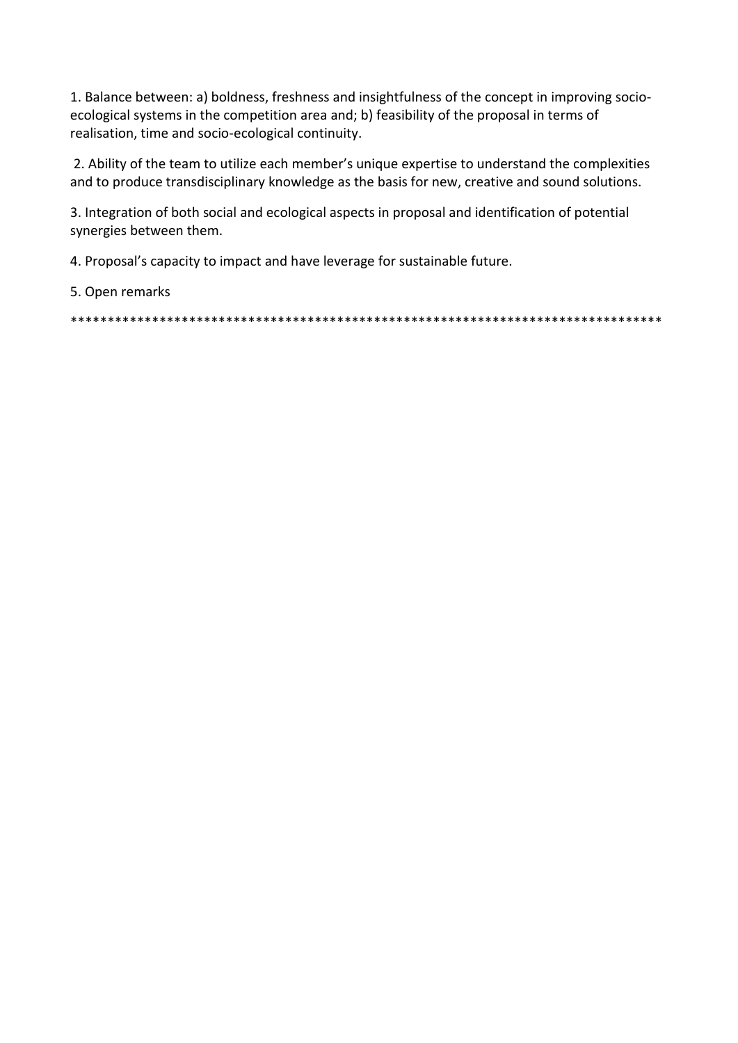1. Balance between: a) boldness, freshness and insightfulness of the concept in improving socio-ecological systems in the competition area and; b) feasibility of the proposal in terms of realisation, time and socio-ecological continuity.

2. Ability of the team to utilize each member's unique expertise to understand the complexities and to produce transdisciplinary knowledge as the basis for new, creative and sound solutions.

3. Integration of both social and ecological aspects in proposal and identification of potential synergies between them.

4. Proposal's capacity to impact and have leverage for sustainable future.

5. Open remarks

********************************************************************************